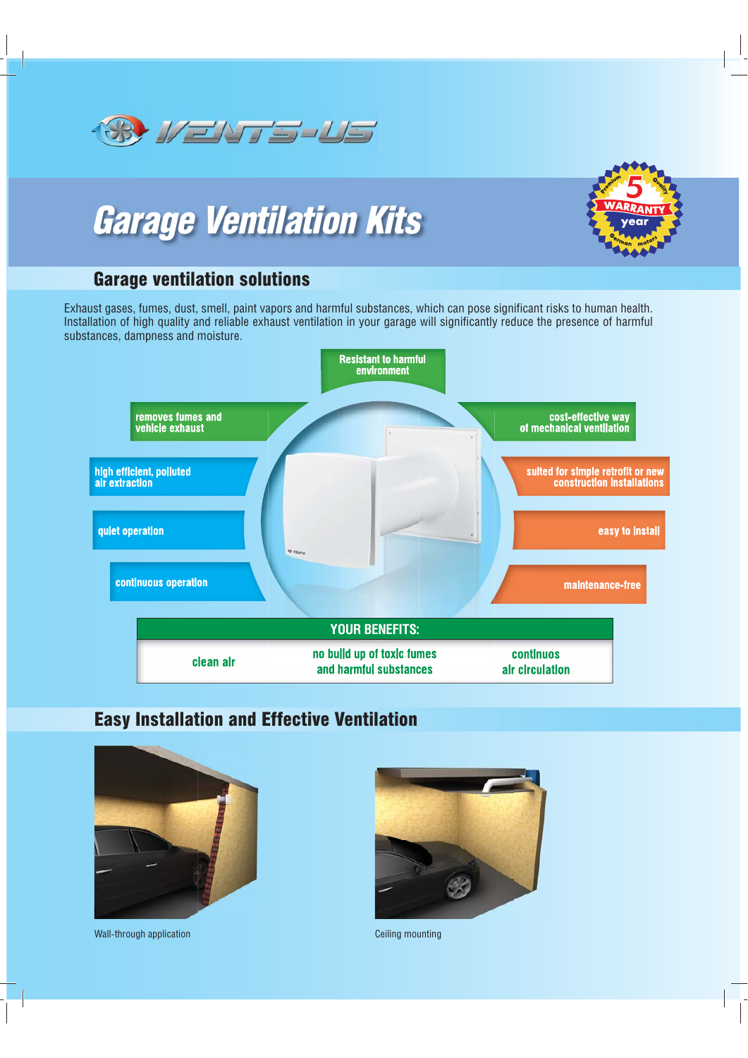VENTS-US

# Garage Ventilation Kits

5 year WARRANTY — Premium Quality — German motors

## Garage ventilation solutions

Exhaust gases, fumes, dust, smell, paint vapors and harmful substances, which can pose significant risks to human health. Installation of high quality and reliable exhaust ventilation in your garage will significantly reduce the presence of harmful substances, dampness and moisture.

- Resistant to harmful environment
- removes fumes and vehicle exhaust
- cost-effective way of mechanical ventilation
- high efficient, polluted air extraction
- suited for simple retrofit or new construction installations
- quiet operation
- easy to install
- continuous operation
- maintenance-free

| YOUR BENEFITS: | | |
|---|---|---|
| clean air | no build up of toxic fumes and harmful substances | continuos air circulation |

## Easy Installation and Effective Ventilation

Wall-through application

Ceiling mounting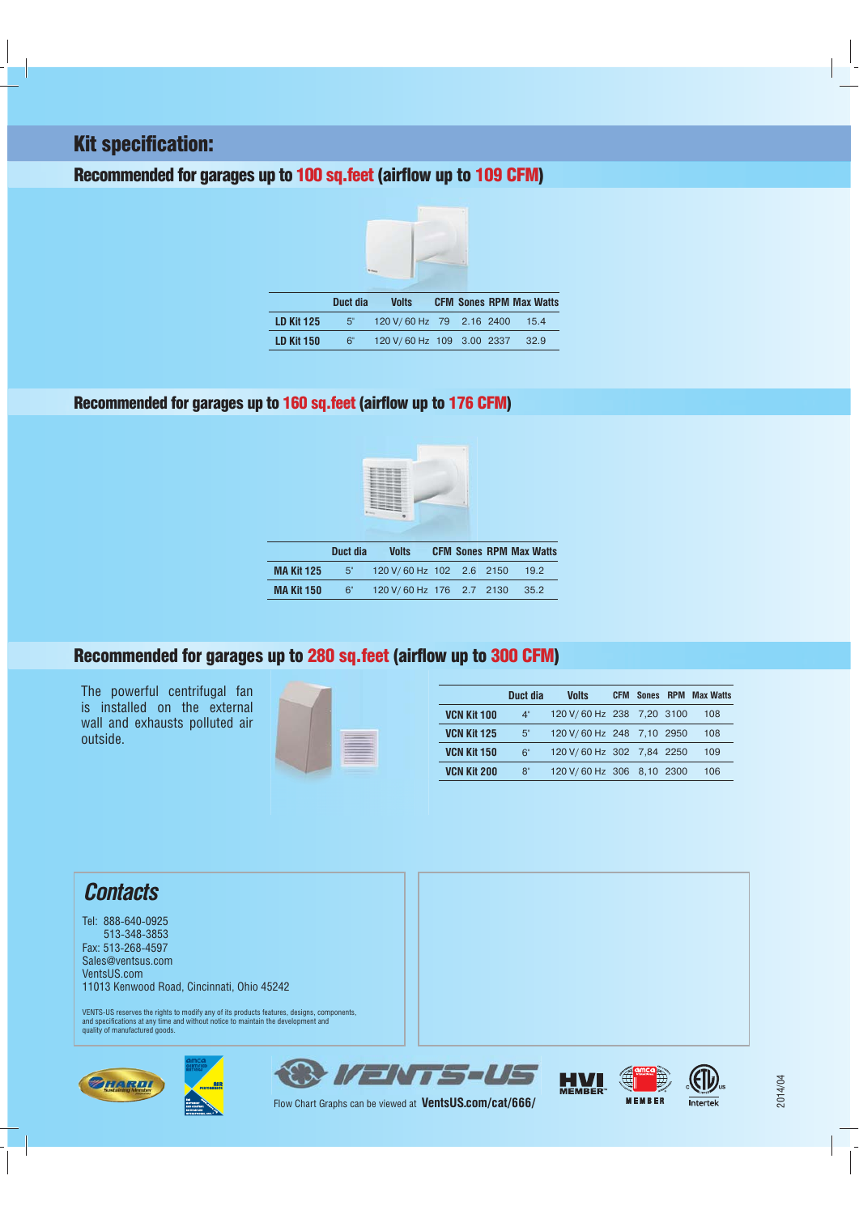## Kit specification:

### Recommended for garages up to 100 sq.feet (airflow up to 109 CFM)

| | Duct dia | Volts | CFM | Sones | RPM | Max Watts |
|---|---|---|---|---|---|---|
| **LD Kit 125** | 5" | 120 V/ 60 Hz | 79 | 2.16 | 2400 | 15.4 |
| **LD Kit 150** | 6" | 120 V/ 60 Hz | 109 | 3.00 | 2337 | 32.9 |

### Recommended for garages up to 160 sq.feet (airflow up to 176 CFM)

| | Duct dia | Volts | CFM | Sones | RPM | Max Watts |
|---|---|---|---|---|---|---|
| **MA Kit 125** | 5" | 120 V/ 60 Hz | 102 | 2.6 | 2150 | 19.2 |
| **MA Kit 150** | 6" | 120 V/ 60 Hz | 176 | 2.7 | 2130 | 35.2 |

### Recommended for garages up to 280 sq.feet (airflow up to 300 CFM)

The powerful centrifugal fan is installed on the external wall and exhausts polluted air outside.

| | Duct dia | Volts | CFM | Sones | RPM | Max Watts |
|---|---|---|---|---|---|---|
| **VCN Kit 100** | 4" | 120 V/ 60 Hz | 238 | 7,20 | 3100 | 108 |
| **VCN Kit 125** | 5" | 120 V/ 60 Hz | 248 | 7,10 | 2950 | 108 |
| **VCN Kit 150** | 6" | 120 V/ 60 Hz | 302 | 7,84 | 2250 | 109 |
| **VCN Kit 200** | 8" | 120 V/ 60 Hz | 306 | 8,10 | 2300 | 106 |

## *Contacts*

Tel: 888-640-0925
513-348-3853
Fax: 513-268-4597
Sales@ventsus.com
VentsUS.com
11013 Kenwood Road, Cincinnati, Ohio 45242

VENTS-US reserves the rights to modify any of its products features, designs, components, and specifications at any time and without notice to maintain the development and quality of manufactured goods.

VENTS-US

Flow Chart Graphs can be viewed at **VentsUS.com/cat/666/**

HVI MEMBER

2014/04